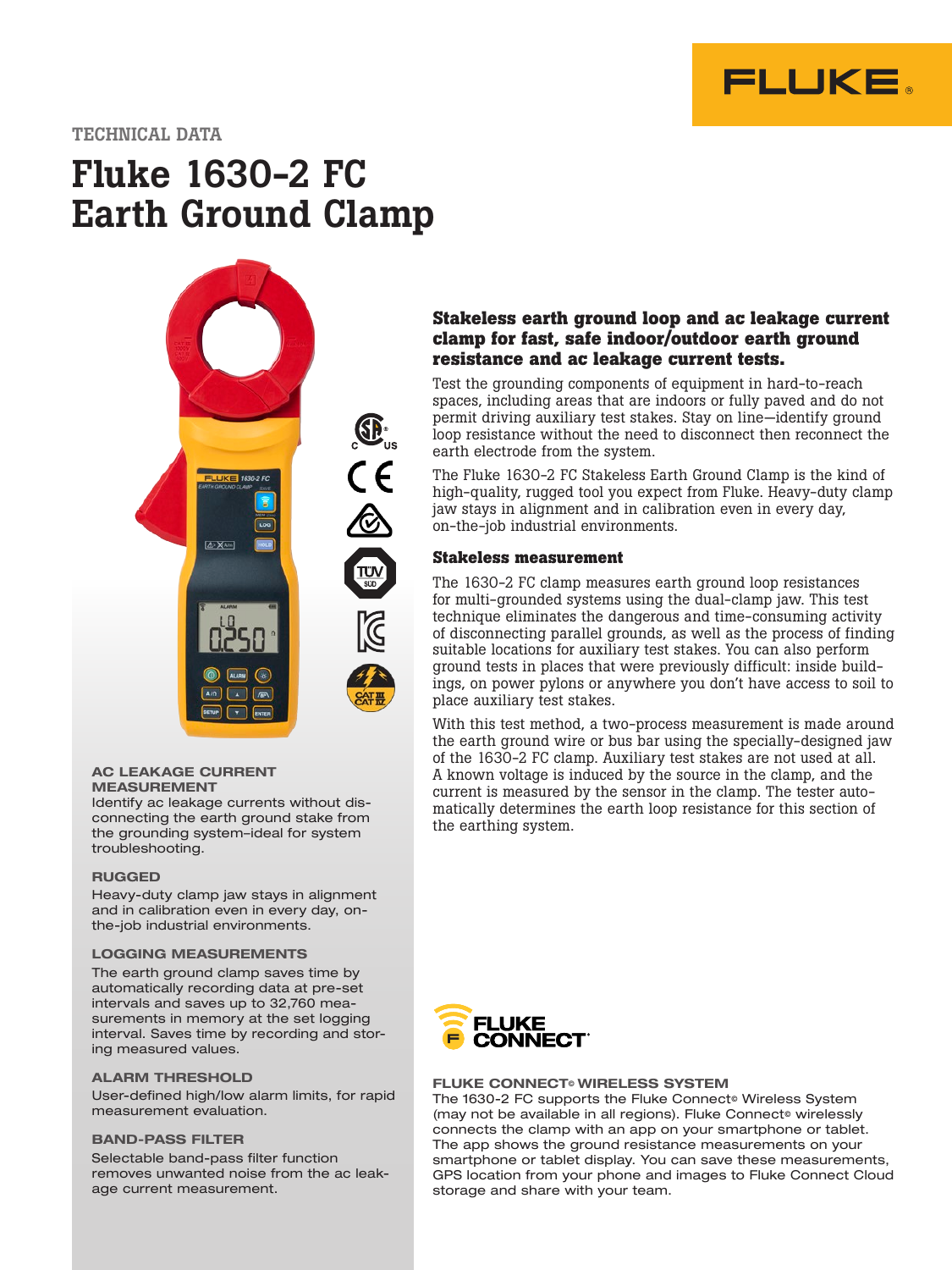TECHNICAL DATA

# Fluke 1630-2 FC Earth Ground Clamp

## Stakeless earth ground loop and ac leakage current clamp for fast, safe indoor/outdoor earth ground resistance and ac leakage current tests.

Test the grounding components of equipment in hard-to-reach spaces, including areas that are indoors or fully paved and do not permit driving auxiliary test stakes. Stay on line—identify ground loop resistance without the need to disconnect then reconnect the earth electrode from the system.

The Fluke 1630-2 FC Stakeless Earth Ground Clamp is the kind of high-quality, rugged tool you expect from Fluke. Heavy-duty clamp jaw stays in alignment and in calibration even in every day, on-the-job industrial environments.

### Stakeless measurement

The 1630-2 FC clamp measures earth ground loop resistances for multi-grounded systems using the dual-clamp jaw. This test technique eliminates the dangerous and time-consuming activity of disconnecting parallel grounds, as well as the process of finding suitable locations for auxiliary test stakes. You can also perform ground tests in places that were previously difficult: inside buildings, on power pylons or anywhere you don't have access to soil to place auxiliary test stakes.

With this test method, a two-process measurement is made around the earth ground wire or bus bar using the specially-designed jaw of the 1630-2 FC clamp. Auxiliary test stakes are not used at all. A known voltage is induced by the source in the clamp, and the current is measured by the sensor in the clamp. The tester automatically determines the earth loop resistance for this section of the earthing system.

### AC LEAKAGE CURRENT MEASUREMENT

Identify ac leakage currents without disconnecting the earth ground stake from the grounding system–ideal for system troubleshooting.

### RUGGED

Heavy-duty clamp jaw stays in alignment and in calibration even in every day, on-the-job industrial environments.

### LOGGING MEASUREMENTS

The earth ground clamp saves time by automatically recording data at pre-set intervals and saves up to 32,760 measurements in memory at the set logging interval. Saves time by recording and storing measured values.

### ALARM THRESHOLD

User-defined high/low alarm limits, for rapid measurement evaluation.

### BAND-PASS FILTER

Selectable band-pass filter function removes unwanted noise from the ac leakage current measurement.

### FLUKE CONNECT® WIRELESS SYSTEM

The 1630-2 FC supports the Fluke Connect® Wireless System (may not be available in all regions). Fluke Connect® wirelessly connects the clamp with an app on your smartphone or tablet. The app shows the ground resistance measurements on your smartphone or tablet display. You can save these measurements, GPS location from your phone and images to Fluke Connect Cloud storage and share with your team.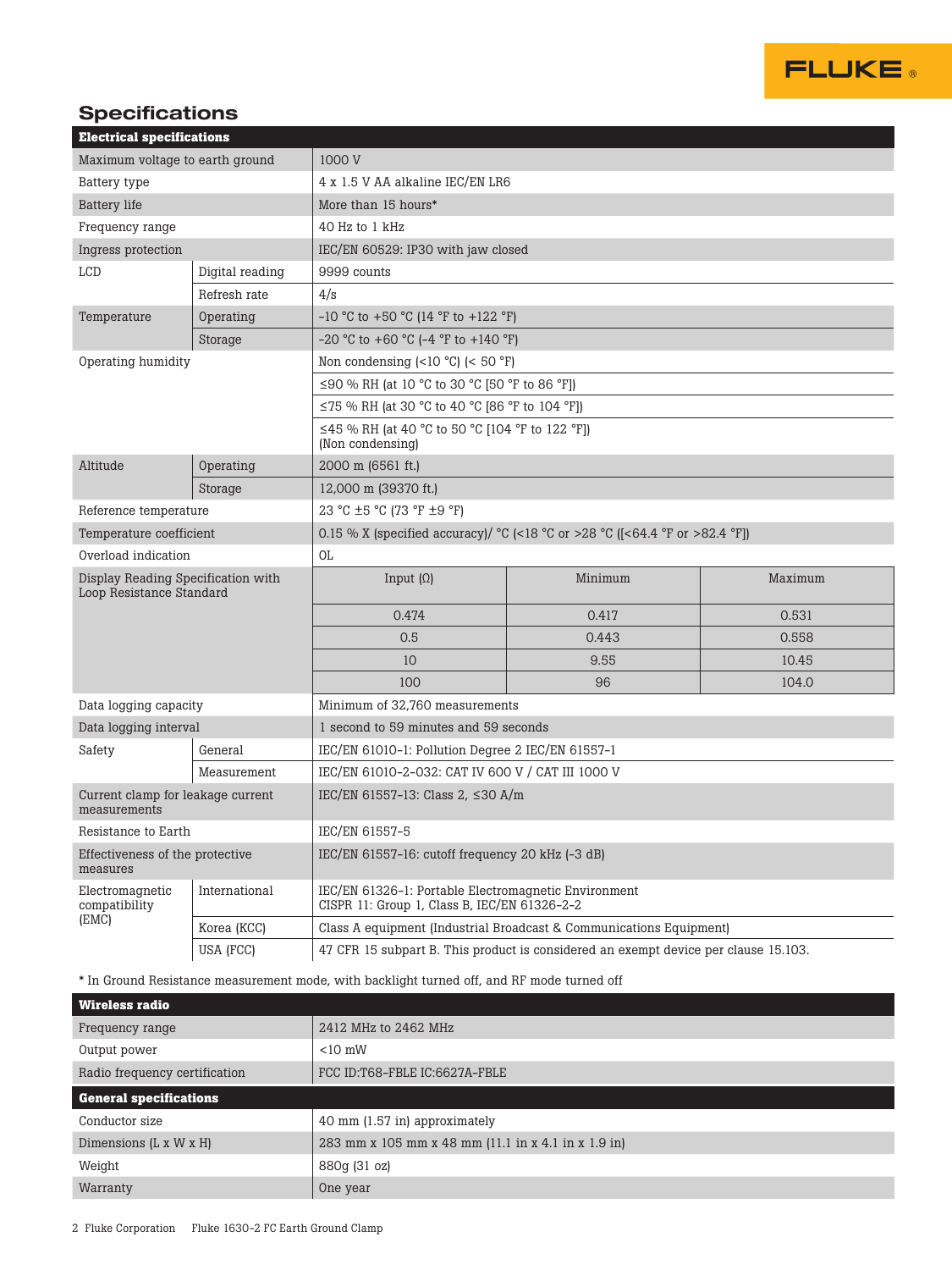## Specifications

| Electrical specifications | | |
|---|---|---|
| Maximum voltage to earth ground | | 1000 V |
| Battery type | | 4 x 1.5 V AA alkaline IEC/EN LR6 |
| Battery life | | More than 15 hours* |
| Frequency range | | 40 Hz to 1 kHz |
| Ingress protection | | IEC/EN 60529: IP30 with jaw closed |
| LCD | Digital reading | 9999 counts |
| | Refresh rate | 4/s |
| Temperature | Operating | -10 °C to +50 °C (14 °F to +122 °F) |
| | Storage | -20 °C to +60 °C (-4 °F to +140 °F) |
| Operating humidity | | Non condensing (<10 °C) (< 50 °F) |
| | | ≤90 % RH (at 10 °C to 30 °C [50 °F to 86 °F]) |
| | | ≤75 % RH (at 30 °C to 40 °C [86 °F to 104 °F]) |
| | | ≤45 % RH (at 40 °C to 50 °C [104 °F to 122 °F]) (Non condensing) |
| Altitude | Operating | 2000 m (6561 ft.) |
| | Storage | 12,000 m (39370 ft.) |
| Reference temperature | | 23 °C ±5 °C (73 °F ±9 °F) |
| Temperature coefficient | | 0.15 % X (specified accuracy)/ °C (<18 °C or >28 °C ([<64.4 °F or >82.4 °F]) |
| Overload indication | | OL |
| Display Reading Specification with Loop Resistance Standard | | Input (Ω) / Minimum / Maximum: 0.474 / 0.417 / 0.531; 0.5 / 0.443 / 0.558; 10 / 9.55 / 10.45; 100 / 96 / 104.0 |
| Data logging capacity | | Minimum of 32,760 measurements |
| Data logging interval | | 1 second to 59 minutes and 59 seconds |
| Safety | General | IEC/EN 61010-1: Pollution Degree 2 IEC/EN 61557-1 |
| | Measurement | IEC/EN 61010-2-032: CAT IV 600 V / CAT III 1000 V |
| Current clamp for leakage current measurements | | IEC/EN 61557-13: Class 2, ≤30 A/m |
| Resistance to Earth | | IEC/EN 61557-5 |
| Effectiveness of the protective measures | | IEC/EN 61557-16: cutoff frequency 20 kHz (-3 dB) |
| Electromagnetic compatibility (EMC) | International | IEC/EN 61326-1: Portable Electromagnetic Environment CISPR 11: Group 1, Class B, IEC/EN 61326-2-2 |
| | Korea (KCC) | Class A equipment (Industrial Broadcast & Communications Equipment) |
| | USA (FCC) | 47 CFR 15 subpart B. This product is considered an exempt device per clause 15.103. |

Display Reading Specification with Loop Resistance Standard:

| Input (Ω) | Minimum | Maximum |
|---|---|---|
| 0.474 | 0.417 | 0.531 |
| 0.5 | 0.443 | 0.558 |
| 10 | 9.55 | 10.45 |
| 100 | 96 | 104.0 |

* In Ground Resistance measurement mode, with backlight turned off, and RF mode turned off

| Wireless radio | |
|---|---|
| Frequency range | 2412 MHz to 2462 MHz |
| Output power | <10 mW |
| Radio frequency certification | FCC ID:T68-FBLE IC:6627A-FBLE |

| General specifications | |
|---|---|
| Conductor size | 40 mm (1.57 in) approximately |
| Dimensions (L x W x H) | 283 mm x 105 mm x 48 mm (11.1 in x 4.1 in x 1.9 in) |
| Weight | 880g (31 oz) |
| Warranty | One year |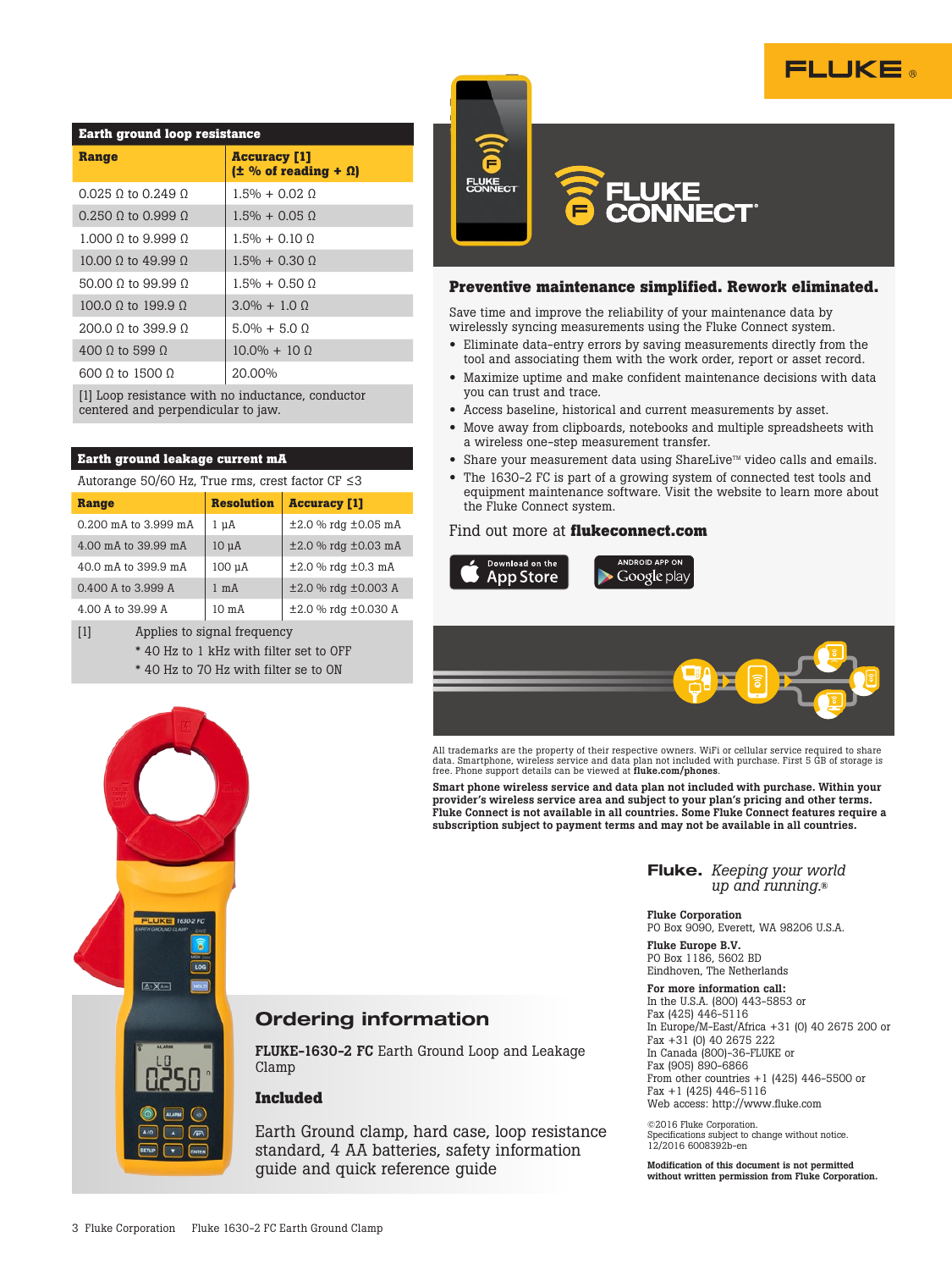## Earth ground loop resistance

| Range | Accuracy [1] (± % of reading + Ω) |
|---|---|
| 0.025 Ω to 0.249 Ω | 1.5% + 0.02 Ω |
| 0.250 Ω to 0.999 Ω | 1.5% + 0.05 Ω |
| 1.000 Ω to 9.999 Ω | 1.5% + 0.10 Ω |
| 10.00 Ω to 49.99 Ω | 1.5% + 0.30 Ω |
| 50.00 Ω to 99.99 Ω | 1.5% + 0.50 Ω |
| 100.0 Ω to 199.9 Ω | 3.0% + 1.0 Ω |
| 200.0 Ω to 399.9 Ω | 5.0% + 5.0 Ω |
| 400 Ω to 599 Ω | 10.0% + 10 Ω |
| 600 Ω to 1500 Ω | 20.00% |

[1] Loop resistance with no inductance, conductor centered and perpendicular to jaw.

## Earth ground leakage current mA

Autorange 50/60 Hz, True rms, crest factor CF ≤3

| Range | Resolution | Accuracy [1] |
|---|---|---|
| 0.200 mA to 3.999 mA | 1 µA | ±2.0 % rdg ±0.05 mA |
| 4.00 mA to 39.99 mA | 10 µA | ±2.0 % rdg ±0.03 mA |
| 40.0 mA to 399.9 mA | 100 µA | ±2.0 % rdg ±0.3 mA |
| 0.400 A to 3.999 A | 1 mA | ±2.0 % rdg ±0.003 A |
| 4.00 A to 39.99 A | 10 mA | ±2.0 % rdg ±0.030 A |

[1] Applies to signal frequency
* 40 Hz to 1 kHz with filter set to OFF
* 40 Hz to 70 Hz with filter se to ON

## Ordering information

**FLUKE-1630-2 FC** Earth Ground Loop and Leakage Clamp

### Included

Earth Ground clamp, hard case, loop resistance standard, 4 AA batteries, safety information guide and quick reference guide

## FLUKE CONNECT

### Preventive maintenance simplified. Rework eliminated.

Save time and improve the reliability of your maintenance data by wirelessly syncing measurements using the Fluke Connect system.

- Eliminate data-entry errors by saving measurements directly from the tool and associating them with the work order, report or asset record.
- Maximize uptime and make confident maintenance decisions with data you can trust and trace.
- Access baseline, historical and current measurements by asset.
- Move away from clipboards, notebooks and multiple spreadsheets with a wireless one-step measurement transfer.
- Share your measurement data using ShareLive™ video calls and emails.
- The 1630-2 FC is part of a growing system of connected test tools and equipment maintenance software. Visit the website to learn more about the Fluke Connect system.

Find out more at **flukeconnect.com**

Download on the App Store

ANDROID APP ON Google play

All trademarks are the property of their respective owners. WiFi or cellular service required to share data. Smartphone, wireless service and data plan not included with purchase. First 5 GB of storage is free. Phone support details can be viewed at **fluke.com/phones**.

**Smart phone wireless service and data plan not included with purchase. Within your provider's wireless service area and subject to your plan's pricing and other terms. Fluke Connect is not available in all countries. Some Fluke Connect features require a subscription subject to payment terms and may not be available in all countries.**

**Fluke.** *Keeping your world up and running.®*

**Fluke Corporation**
PO Box 9090, Everett, WA 98206 U.S.A.

**Fluke Europe B.V.**
PO Box 1186, 5602 BD
Eindhoven, The Netherlands

**For more information call:**
In the U.S.A. (800) 443-5853 or
Fax (425) 446-5116
In Europe/M-East/Africa +31 (0) 40 2675 200 or
Fax +31 (0) 40 2675 222
In Canada (800)-36-FLUKE or
Fax (905) 890-6866
From other countries +1 (425) 446-5500 or
Fax +1 (425) 446-5116
Web access: http://www.fluke.com

©2016 Fluke Corporation.
Specifications subject to change without notice.
12/2016 6008392b-en

**Modification of this document is not permitted without written permission from Fluke Corporation.**